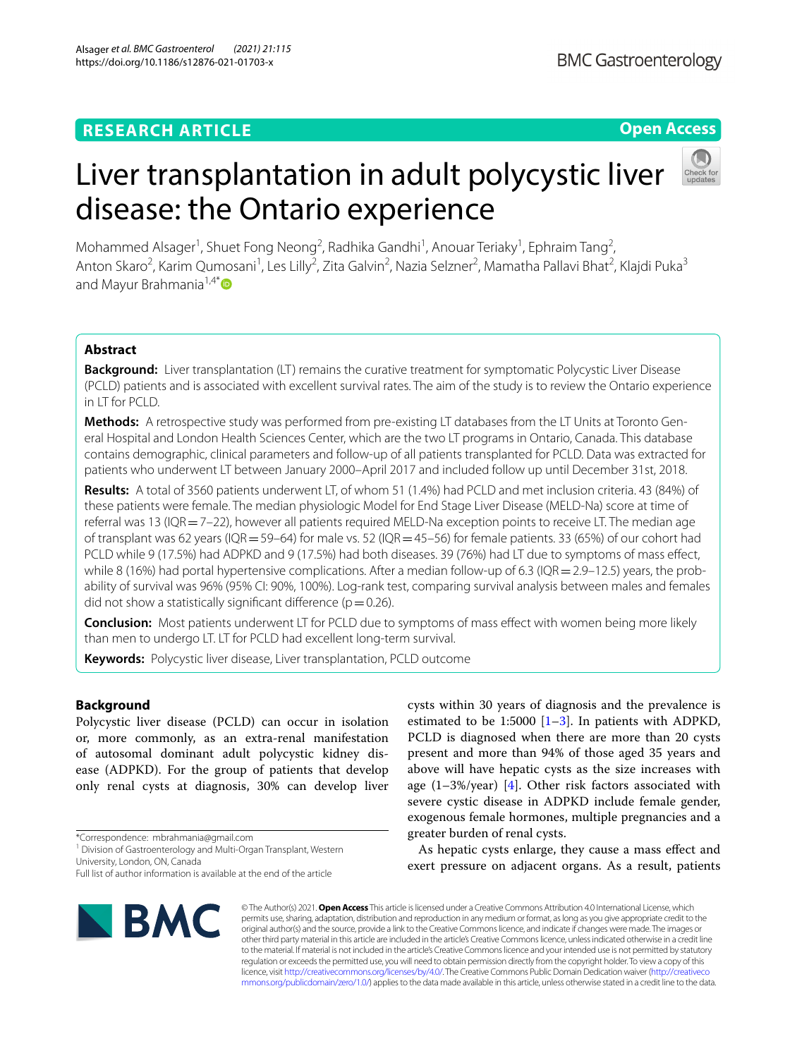RESEARCH ARTICLE

Open Access

# Liver transplantation in adult polycystic liver disease: the Ontario experience

Mohammed Alsager[1], Shuet Fong Neong[2], Radhika Gandhi[1], Anouar Teriaky[1], Ephraim Tang[2], Anton Skaro[2], Karim Qumosani[1], Les Lilly[2], Zita Galvin[2], Nazia Selzner[2], Mamatha Pallavi Bhat[2], Klajdi Puka[3] and Mayur Brahmania[1,4*]

## Abstract

**Background:** Liver transplantation (LT) remains the curative treatment for symptomatic Polycystic Liver Disease (PCLD) patients and is associated with excellent survival rates. The aim of the study is to review the Ontario experience in LT for PCLD.

**Methods:** A retrospective study was performed from pre-existing LT databases from the LT Units at Toronto General Hospital and London Health Sciences Center, which are the two LT programs in Ontario, Canada. This database contains demographic, clinical parameters and follow-up of all patients transplanted for PCLD. Data was extracted for patients who underwent LT between January 2000–April 2017 and included follow up until December 31st, 2018.

**Results:** A total of 3560 patients underwent LT, of whom 51 (1.4%) had PCLD and met inclusion criteria. 43 (84%) of these patients were female. The median physiologic Model for End Stage Liver Disease (MELD-Na) score at time of referral was 13 (IQR = 7–22), however all patients required MELD-Na exception points to receive LT. The median age of transplant was 62 years (IQR = 59–64) for male vs. 52 (IQR = 45–56) for female patients. 33 (65%) of our cohort had PCLD while 9 (17.5%) had ADPKD and 9 (17.5%) had both diseases. 39 (76%) had LT due to symptoms of mass effect, while 8 (16%) had portal hypertensive complications. After a median follow-up of 6.3 (IQR = 2.9–12.5) years, the probability of survival was 96% (95% CI: 90%, 100%). Log-rank test, comparing survival analysis between males and females did not show a statistically significant difference (p = 0.26).

**Conclusion:** Most patients underwent LT for PCLD due to symptoms of mass effect with women being more likely than men to undergo LT. LT for PCLD had excellent long-term survival.

**Keywords:** Polycystic liver disease, Liver transplantation, PCLD outcome

## Background

Polycystic liver disease (PCLD) can occur in isolation or, more commonly, as an extra-renal manifestation of autosomal dominant adult polycystic kidney disease (ADPKD). For the group of patients that develop only renal cysts at diagnosis, 30% can develop liver cysts within 30 years of diagnosis and the prevalence is estimated to be 1:5000 [1–3]. In patients with ADPKD, PCLD is diagnosed when there are more than 20 cysts present and more than 94% of those aged 35 years and above will have hepatic cysts as the size increases with age (1–3%/year) [4]. Other risk factors associated with severe cystic disease in ADPKD include female gender, exogenous female hormones, multiple pregnancies and a greater burden of renal cysts.

As hepatic cysts enlarge, they cause a mass effect and exert pressure on adjacent organs. As a result, patients

*Correspondence: mbrahmania@gmail.com

[1] Division of Gastroenterology and Multi-Organ Transplant, Western University, London, ON, Canada

Full list of author information is available at the end of the article

© The Author(s) 2021. **Open Access** This article is licensed under a Creative Commons Attribution 4.0 International License, which permits use, sharing, adaptation, distribution and reproduction in any medium or format, as long as you give appropriate credit to the original author(s) and the source, provide a link to the Creative Commons licence, and indicate if changes were made. The images or other third party material in this article are included in the article's Creative Commons licence, unless indicated otherwise in a credit line to the material. If material is not included in the article's Creative Commons licence and your intended use is not permitted by statutory regulation or exceeds the permitted use, you will need to obtain permission directly from the copyright holder. To view a copy of this licence, visit http://creativecommons.org/licenses/by/4.0/. The Creative Commons Public Domain Dedication waiver (http://creativecommons.org/publicdomain/zero/1.0/) applies to the data made available in this article, unless otherwise stated in a credit line to the data.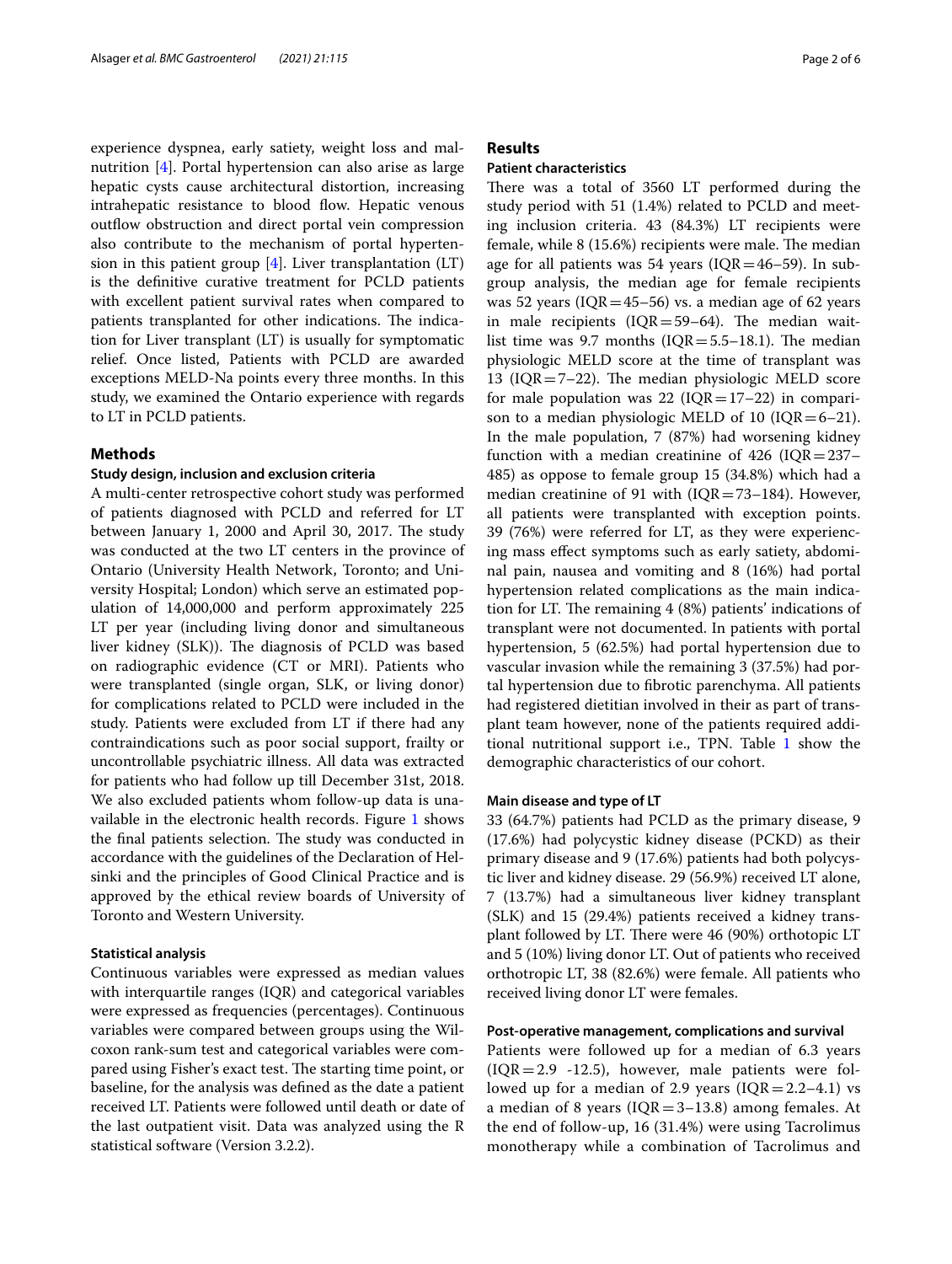experience dyspnea, early satiety, weight loss and malnutrition [4]. Portal hypertension can also arise as large hepatic cysts cause architectural distortion, increasing intrahepatic resistance to blood flow. Hepatic venous outflow obstruction and direct portal vein compression also contribute to the mechanism of portal hypertension in this patient group [4]. Liver transplantation (LT) is the definitive curative treatment for PCLD patients with excellent patient survival rates when compared to patients transplanted for other indications. The indication for Liver transplant (LT) is usually for symptomatic relief. Once listed, Patients with PCLD are awarded exceptions MELD-Na points every three months. In this study, we examined the Ontario experience with regards to LT in PCLD patients.

## Methods

### Study design, inclusion and exclusion criteria

A multi-center retrospective cohort study was performed of patients diagnosed with PCLD and referred for LT between January 1, 2000 and April 30, 2017. The study was conducted at the two LT centers in the province of Ontario (University Health Network, Toronto; and University Hospital; London) which serve an estimated population of 14,000,000 and perform approximately 225 LT per year (including living donor and simultaneous liver kidney (SLK)). The diagnosis of PCLD was based on radiographic evidence (CT or MRI). Patients who were transplanted (single organ, SLK, or living donor) for complications related to PCLD were included in the study. Patients were excluded from LT if there had any contraindications such as poor social support, frailty or uncontrollable psychiatric illness. All data was extracted for patients who had follow up till December 31st, 2018. We also excluded patients whom follow-up data is unavailable in the electronic health records. Figure 1 shows the final patients selection. The study was conducted in accordance with the guidelines of the Declaration of Helsinki and the principles of Good Clinical Practice and is approved by the ethical review boards of University of Toronto and Western University.

### Statistical analysis

Continuous variables were expressed as median values with interquartile ranges (IQR) and categorical variables were expressed as frequencies (percentages). Continuous variables were compared between groups using the Wilcoxon rank-sum test and categorical variables were compared using Fisher's exact test. The starting time point, or baseline, for the analysis was defined as the date a patient received LT. Patients were followed until death or date of the last outpatient visit. Data was analyzed using the R statistical software (Version 3.2.2).

## Results

### Patient characteristics

There was a total of 3560 LT performed during the study period with 51 (1.4%) related to PCLD and meeting inclusion criteria. 43 (84.3%) LT recipients were female, while 8 (15.6%) recipients were male. The median age for all patients was 54 years (IQR = 46–59). In subgroup analysis, the median age for female recipients was 52 years (IQR = 45–56) vs. a median age of 62 years in male recipients (IQR = 59–64). The median waitlist time was 9.7 months (IQR = 5.5–18.1). The median physiologic MELD score at the time of transplant was 13 (IQR = 7–22). The median physiologic MELD score for male population was 22 (IQR = 17–22) in comparison to a median physiologic MELD of 10 (IQR = 6–21). In the male population, 7 (87%) had worsening kidney function with a median creatinine of 426 (IQR = 237–485) as oppose to female group 15 (34.8%) which had a median creatinine of 91 with (IQR = 73–184). However, all patients were transplanted with exception points. 39 (76%) were referred for LT, as they were experiencing mass effect symptoms such as early satiety, abdominal pain, nausea and vomiting and 8 (16%) had portal hypertension related complications as the main indication for LT. The remaining 4 (8%) patients' indications of transplant were not documented. In patients with portal hypertension, 5 (62.5%) had portal hypertension due to vascular invasion while the remaining 3 (37.5%) had portal hypertension due to fibrotic parenchyma. All patients had registered dietitian involved in their as part of transplant team however, none of the patients required additional nutritional support i.e., TPN. Table 1 show the demographic characteristics of our cohort.

### Main disease and type of LT

33 (64.7%) patients had PCLD as the primary disease, 9 (17.6%) had polycystic kidney disease (PCKD) as their primary disease and 9 (17.6%) patients had both polycystic liver and kidney disease. 29 (56.9%) received LT alone, 7 (13.7%) had a simultaneous liver kidney transplant (SLK) and 15 (29.4%) patients received a kidney transplant followed by LT. There were 46 (90%) orthotopic LT and 5 (10%) living donor LT. Out of patients who received orthotropic LT, 38 (82.6%) were female. All patients who received living donor LT were females.

### Post-operative management, complications and survival

Patients were followed up for a median of 6.3 years (IQR = 2.9 -12.5), however, male patients were followed up for a median of 2.9 years (IQR = 2.2–4.1) vs a median of 8 years (IQR = 3–13.8) among females. At the end of follow-up, 16 (31.4%) were using Tacrolimus monotherapy while a combination of Tacrolimus and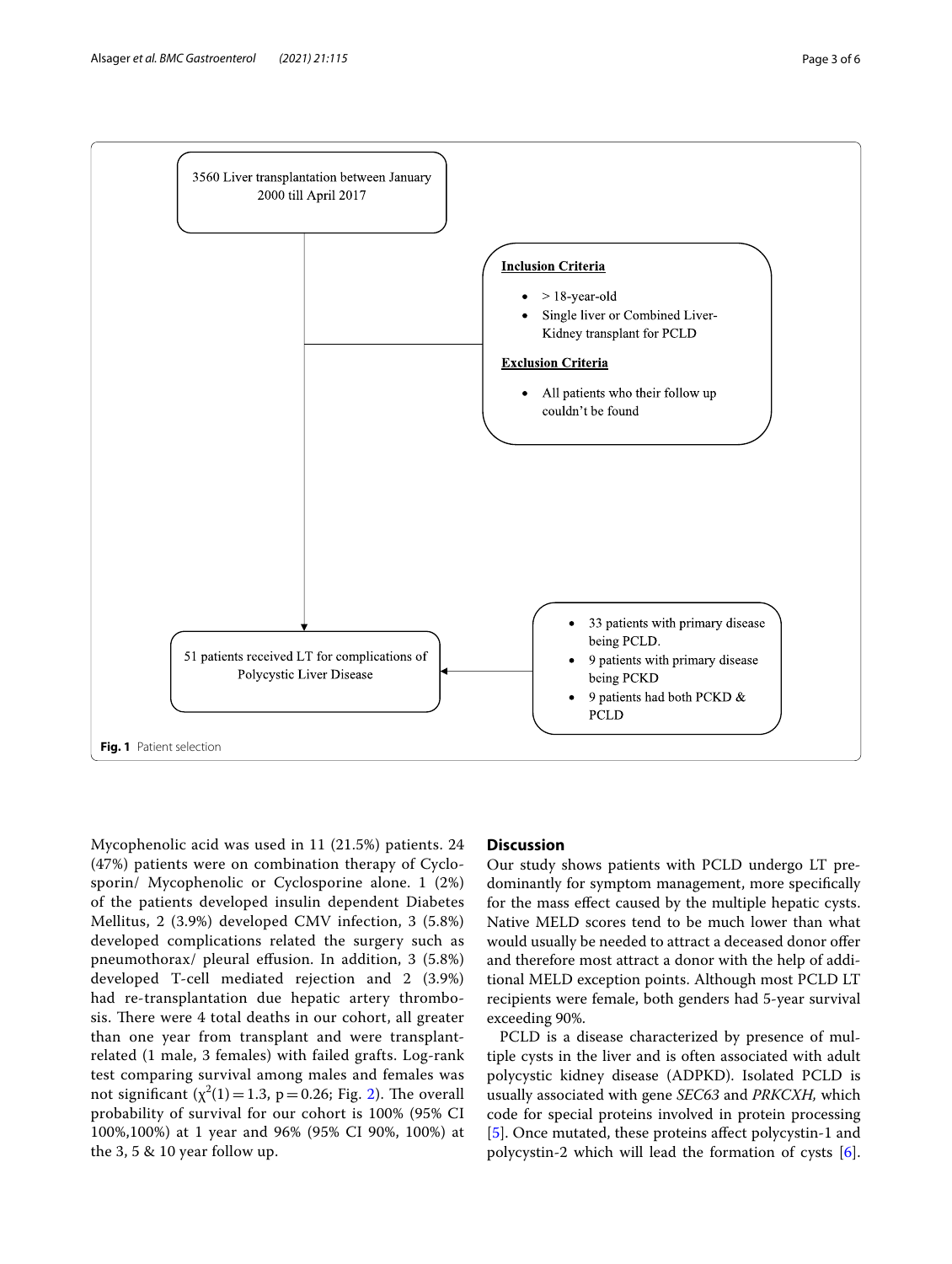3560 Liver transplantation between January 2000 till April 2017

**Inclusion Criteria**

- > 18-year-old
- Single liver or Combined Liver-Kidney transplant for PCLD

**Exclusion Criteria**

- All patients who their follow up couldn't be found

51 patients received LT for complications of Polycystic Liver Disease

- 33 patients with primary disease being PCLD.
- 9 patients with primary disease being PCKD
- 9 patients had both PCKD & PCLD

**Fig. 1** Patient selection

Mycophenolic acid was used in 11 (21.5%) patients. 24 (47%) patients were on combination therapy of Cyclosporin/ Mycophenolic or Cyclosporine alone. 1 (2%) of the patients developed insulin dependent Diabetes Mellitus, 2 (3.9%) developed CMV infection, 3 (5.8%) developed complications related the surgery such as pneumothorax/ pleural effusion. In addition, 3 (5.8%) developed T-cell mediated rejection and 2 (3.9%) had re-transplantation due hepatic artery thrombosis. There were 4 total deaths in our cohort, all greater than one year from transplant and were transplant-related (1 male, 3 females) with failed grafts. Log-rank test comparing survival among males and females was not significant ($\chi^2(1) = 1.3$, $p = 0.26$; Fig. 2). The overall probability of survival for our cohort is 100% (95% CI 100%,100%) at 1 year and 96% (95% CI 90%, 100%) at the 3, 5 & 10 year follow up.

## Discussion

Our study shows patients with PCLD undergo LT predominantly for symptom management, more specifically for the mass effect caused by the multiple hepatic cysts. Native MELD scores tend to be much lower than what would usually be needed to attract a deceased donor offer and therefore most attract a donor with the help of additional MELD exception points. Although most PCLD LT recipients were female, both genders had 5-year survival exceeding 90%.

PCLD is a disease characterized by presence of multiple cysts in the liver and is often associated with adult polycystic kidney disease (ADPKD). Isolated PCLD is usually associated with gene *SEC63* and *PRKCXH,* which code for special proteins involved in protein processing [5]. Once mutated, these proteins affect polycystin-1 and polycystin-2 which will lead the formation of cysts [6].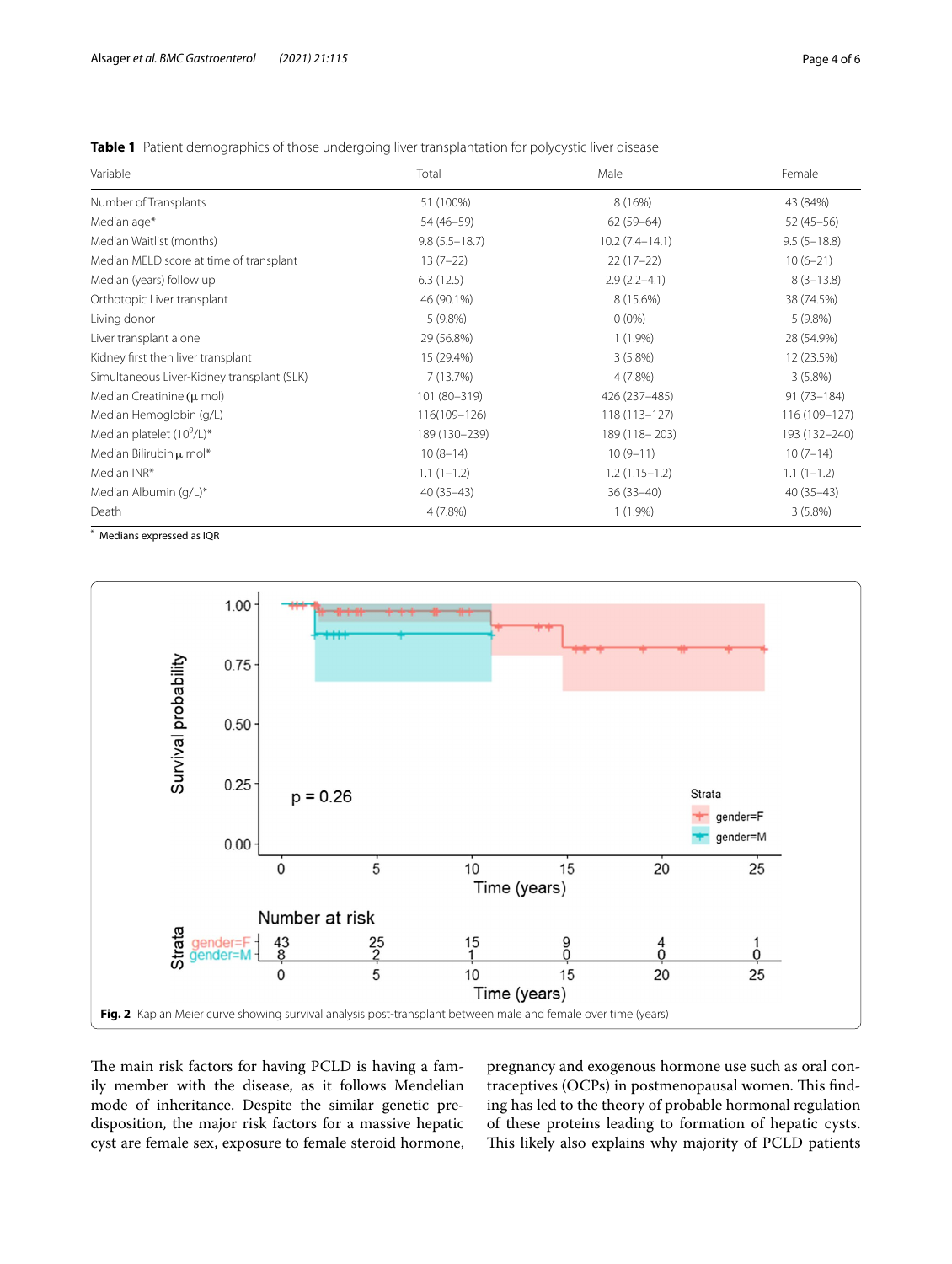**Table 1** Patient demographics of those undergoing liver transplantation for polycystic liver disease

| Variable | Total | Male | Female |
|---|---|---|---|
| Number of Transplants | 51 (100%) | 8 (16%) | 43 (84%) |
| Median age* | 54 (46–59) | 62 (59–64) | 52 (45–56) |
| Median Waitlist (months) | 9.8 (5.5–18.7) | 10.2 (7.4–14.1) | 9.5 (5–18.8) |
| Median MELD score at time of transplant | 13 (7–22) | 22 (17–22) | 10 (6–21) |
| Median (years) follow up | 6.3 (12.5) | 2.9 (2.2–4.1) | 8 (3–13.8) |
| Orthotopic Liver transplant | 46 (90.1%) | 8 (15.6%) | 38 (74.5%) |
| Living donor | 5 (9.8%) | 0 (0%) | 5 (9.8%) |
| Liver transplant alone | 29 (56.8%) | 1 (1.9%) | 28 (54.9%) |
| Kidney first then liver transplant | 15 (29.4%) | 3 (5.8%) | 12 (23.5%) |
| Simultaneous Liver-Kidney transplant (SLK) | 7 (13.7%) | 4 (7.8%) | 3 (5.8%) |
| Median Creatinine (μ mol) | 101 (80–319) | 426 (237–485) | 91 (73–184) |
| Median Hemoglobin (g/L) | 116(109–126) | 118 (113–127) | 116 (109–127) |
| Median platelet ($10^9$/L)* | 189 (130–239) | 189 (118– 203) | 193 (132–240) |
| Median Bilirubin μ mol* | 10 (8–14) | 10 (9–11) | 10 (7–14) |
| Median INR* | 1.1 (1–1.2) | 1.2 (1.15–1.2) | 1.1 (1–1.2) |
| Median Albumin (g/L)* | 40 (35–43) | 36 (33–40) | 40 (35–43) |
| Death | 4 (7.8%) | 1 (1.9%) | 3 (5.8%) |

* Medians expressed as IQR

**Fig. 2** Kaplan Meier curve showing survival analysis post-transplant between male and female over time (years)

The main risk factors for having PCLD is having a family member with the disease, as it follows Mendelian mode of inheritance. Despite the similar genetic predisposition, the major risk factors for a massive hepatic cyst are female sex, exposure to female steroid hormone, pregnancy and exogenous hormone use such as oral contraceptives (OCPs) in postmenopausal women. This finding has led to the theory of probable hormonal regulation of these proteins leading to formation of hepatic cysts. This likely also explains why majority of PCLD patients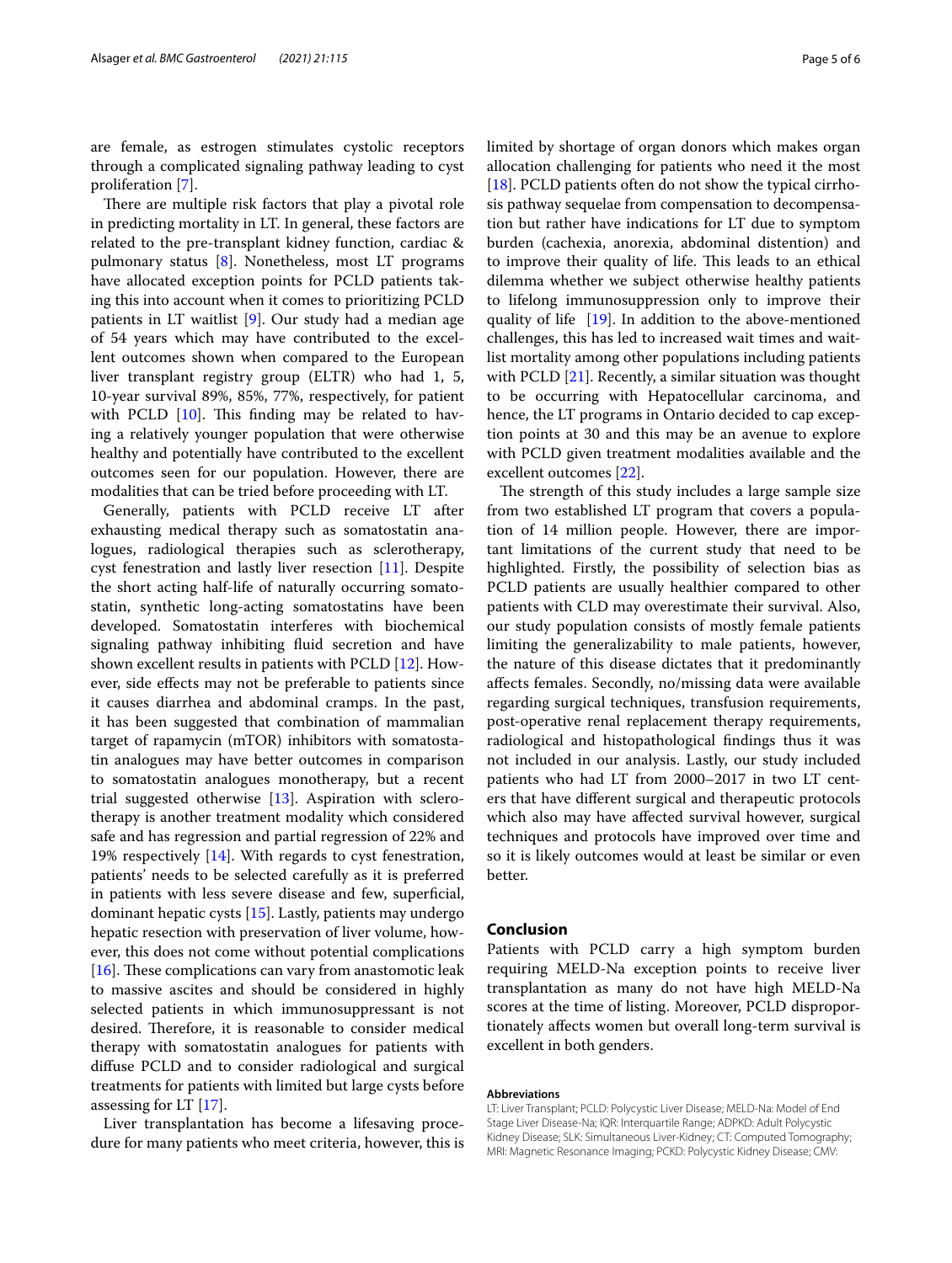are female, as estrogen stimulates cystolic receptors through a complicated signaling pathway leading to cyst proliferation [7].

There are multiple risk factors that play a pivotal role in predicting mortality in LT. In general, these factors are related to the pre-transplant kidney function, cardiac & pulmonary status [8]. Nonetheless, most LT programs have allocated exception points for PCLD patients taking this into account when it comes to prioritizing PCLD patients in LT waitlist [9]. Our study had a median age of 54 years which may have contributed to the excellent outcomes shown when compared to the European liver transplant registry group (ELTR) who had 1, 5, 10-year survival 89%, 85%, 77%, respectively, for patient with PCLD [10]. This finding may be related to having a relatively younger population that were otherwise healthy and potentially have contributed to the excellent outcomes seen for our population. However, there are modalities that can be tried before proceeding with LT.

Generally, patients with PCLD receive LT after exhausting medical therapy such as somatostatin analogues, radiological therapies such as sclerotherapy, cyst fenestration and lastly liver resection [11]. Despite the short acting half-life of naturally occurring somatostatin, synthetic long-acting somatostatins have been developed. Somatostatin interferes with biochemical signaling pathway inhibiting fluid secretion and have shown excellent results in patients with PCLD [12]. However, side effects may not be preferable to patients since it causes diarrhea and abdominal cramps. In the past, it has been suggested that combination of mammalian target of rapamycin (mTOR) inhibitors with somatostatin analogues may have better outcomes in comparison to somatostatin analogues monotherapy, but a recent trial suggested otherwise [13]. Aspiration with sclerotherapy is another treatment modality which considered safe and has regression and partial regression of 22% and 19% respectively [14]. With regards to cyst fenestration, patients' needs to be selected carefully as it is preferred in patients with less severe disease and few, superficial, dominant hepatic cysts [15]. Lastly, patients may undergo hepatic resection with preservation of liver volume, however, this does not come without potential complications [16]. These complications can vary from anastomotic leak to massive ascites and should be considered in highly selected patients in which immunosuppressant is not desired. Therefore, it is reasonable to consider medical therapy with somatostatin analogues for patients with diffuse PCLD and to consider radiological and surgical treatments for patients with limited but large cysts before assessing for LT [17].

Liver transplantation has become a lifesaving procedure for many patients who meet criteria, however, this is limited by shortage of organ donors which makes organ allocation challenging for patients who need it the most [18]. PCLD patients often do not show the typical cirrhosis pathway sequelae from compensation to decompensation but rather have indications for LT due to symptom burden (cachexia, anorexia, abdominal distention) and to improve their quality of life. This leads to an ethical dilemma whether we subject otherwise healthy patients to lifelong immunosuppression only to improve their quality of life [19]. In addition to the above-mentioned challenges, this has led to increased wait times and waitlist mortality among other populations including patients with PCLD [21]. Recently, a similar situation was thought to be occurring with Hepatocellular carcinoma, and hence, the LT programs in Ontario decided to cap exception points at 30 and this may be an avenue to explore with PCLD given treatment modalities available and the excellent outcomes [22].

The strength of this study includes a large sample size from two established LT program that covers a population of 14 million people. However, there are important limitations of the current study that need to be highlighted. Firstly, the possibility of selection bias as PCLD patients are usually healthier compared to other patients with CLD may overestimate their survival. Also, our study population consists of mostly female patients limiting the generalizability to male patients, however, the nature of this disease dictates that it predominantly affects females. Secondly, no/missing data were available regarding surgical techniques, transfusion requirements, post-operative renal replacement therapy requirements, radiological and histopathological findings thus it was not included in our analysis. Lastly, our study included patients who had LT from 2000–2017 in two LT centers that have different surgical and therapeutic protocols which also may have affected survival however, surgical techniques and protocols have improved over time and so it is likely outcomes would at least be similar or even better.

## Conclusion

Patients with PCLD carry a high symptom burden requiring MELD-Na exception points to receive liver transplantation as many do not have high MELD-Na scores at the time of listing. Moreover, PCLD disproportionately affects women but overall long-term survival is excellent in both genders.

#### Abbreviations

LT: Liver Transplant; PCLD: Polycystic Liver Disease; MELD-Na: Model of End Stage Liver Disease-Na; IQR: Interquartile Range; ADPKD: Adult Polycystic Kidney Disease; SLK: Simultaneous Liver-Kidney; CT: Computed Tomography; MRI: Magnetic Resonance Imaging; PCKD: Polycystic Kidney Disease; CMV: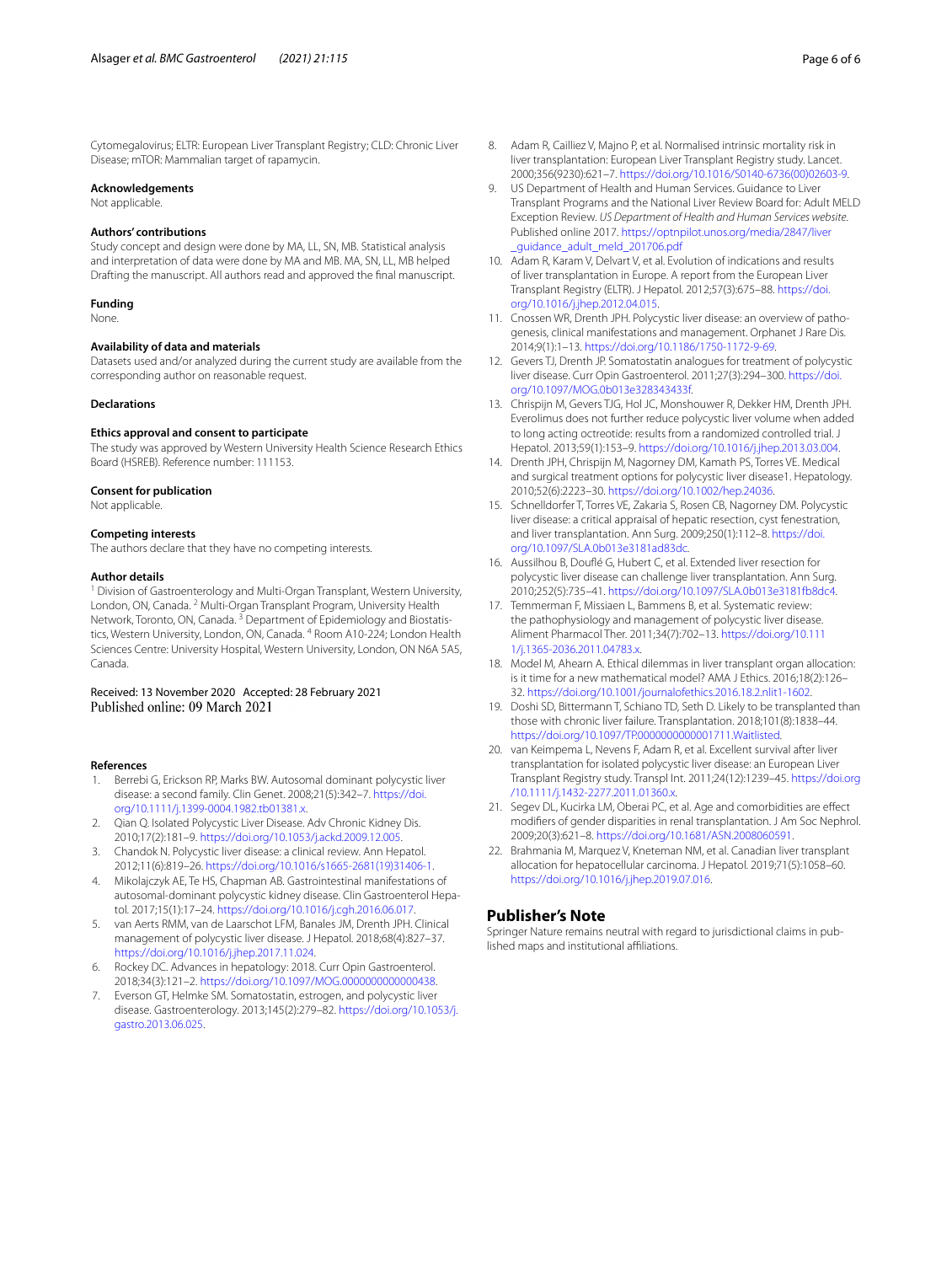Cytomegalovirus; ELTR: European Liver Transplant Registry; CLD: Chronic Liver Disease; mTOR: Mammalian target of rapamycin.

### Acknowledgements

Not applicable.

### Authors' contributions

Study concept and design were done by MA, LL, SN, MB. Statistical analysis and interpretation of data were done by MA and MB. MA, SN, LL, MB helped Drafting the manuscript. All authors read and approved the final manuscript.

### Funding

None.

### Availability of data and materials

Datasets used and/or analyzed during the current study are available from the corresponding author on reasonable request.

### Declarations

### Ethics approval and consent to participate

The study was approved by Western University Health Science Research Ethics Board (HSREB). Reference number: 111153.

### Consent for publication

Not applicable.

### Competing interests

The authors declare that they have no competing interests.

### Author details

[1] Division of Gastroenterology and Multi-Organ Transplant, Western University, London, ON, Canada. [2] Multi-Organ Transplant Program, University Health Network, Toronto, ON, Canada. [3] Department of Epidemiology and Biostatistics, Western University, London, ON, Canada. [4] Room A10-224; London Health Sciences Centre: University Hospital, Western University, London, ON N6A 5A5, Canada.

Received: 13 November 2020 Accepted: 28 February 2021
Published online: 09 March 2021

### References

1. Berrebi G, Erickson RP, Marks BW. Autosomal dominant polycystic liver disease: a second family. Clin Genet. 2008;21(5):342–7. https://doi.org/10.1111/j.1399-0004.1982.tb01381.x.
2. Qian Q. Isolated Polycystic Liver Disease. Adv Chronic Kidney Dis. 2010;17(2):181–9. https://doi.org/10.1053/j.ackd.2009.12.005.
3. Chandok N. Polycystic liver disease: a clinical review. Ann Hepatol. 2012;11(6):819–26. https://doi.org/10.1016/s1665-2681(19)31406-1.
4. Mikolajczyk AE, Te HS, Chapman AB. Gastrointestinal manifestations of autosomal-dominant polycystic kidney disease. Clin Gastroenterol Hepatol. 2017;15(1):17–24. https://doi.org/10.1016/j.cgh.2016.06.017.
5. van Aerts RMM, van de Laarschot LFM, Banales JM, Drenth JPH. Clinical management of polycystic liver disease. J Hepatol. 2018;68(4):827–37. https://doi.org/10.1016/j.jhep.2017.11.024.
6. Rockey DC. Advances in hepatology: 2018. Curr Opin Gastroenterol. 2018;34(3):121–2. https://doi.org/10.1097/MOG.0000000000000438.
7. Everson GT, Helmke SM. Somatostatin, estrogen, and polycystic liver disease. Gastroenterology. 2013;145(2):279–82. https://doi.org/10.1053/j.gastro.2013.06.025.
8. Adam R, Cailliez V, Majno P, et al. Normalised intrinsic mortality risk in liver transplantation: European Liver Transplant Registry study. Lancet. 2000;356(9230):621–7. https://doi.org/10.1016/S0140-6736(00)02603-9.
9. US Department of Health and Human Services. Guidance to Liver Transplant Programs and the National Liver Review Board for: Adult MELD Exception Review. *US Department of Health and Human Services website.* Published online 2017. https://optnpilot.unos.org/media/2847/liver_guidance_adult_meld_201706.pdf
10. Adam R, Karam V, Delvart V, et al. Evolution of indications and results of liver transplantation in Europe. A report from the European Liver Transplant Registry (ELTR). J Hepatol. 2012;57(3):675–88. https://doi.org/10.1016/j.jhep.2012.04.015.
11. Cnossen WR, Drenth JPH. Polycystic liver disease: an overview of pathogenesis, clinical manifestations and management. Orphanet J Rare Dis. 2014;9(1):1–13. https://doi.org/10.1186/1750-1172-9-69.
12. Gevers TJ, Drenth JP. Somatostatin analogues for treatment of polycystic liver disease. Curr Opin Gastroenterol. 2011;27(3):294–300. https://doi.org/10.1097/MOG.0b013e328343433f.
13. Chrispijn M, Gevers TJG, Hol JC, Monshouwer R, Dekker HM, Drenth JPH. Everolimus does not further reduce polycystic liver volume when added to long acting octreotide: results from a randomized controlled trial. J Hepatol. 2013;59(1):153–9. https://doi.org/10.1016/j.jhep.2013.03.004.
14. Drenth JPH, Chrispijn M, Nagorney DM, Kamath PS, Torres VE. Medical and surgical treatment options for polycystic liver disease1. Hepatology. 2010;52(6):2223–30. https://doi.org/10.1002/hep.24036.
15. Schnelldorfer T, Torres VE, Zakaria S, Rosen CB, Nagorney DM. Polycystic liver disease: a critical appraisal of hepatic resection, cyst fenestration, and liver transplantation. Ann Surg. 2009;250(1):112–8. https://doi.org/10.1097/SLA.0b013e3181ad83dc.
16. Aussilhou B, Douflé G, Hubert C, et al. Extended liver resection for polycystic liver disease can challenge liver transplantation. Ann Surg. 2010;252(5):735–41. https://doi.org/10.1097/SLA.0b013e3181fb8dc4.
17. Temmerman F, Missiaen L, Bammens B, et al. Systematic review: the pathophysiology and management of polycystic liver disease. Aliment Pharmacol Ther. 2011;34(7):702–13. https://doi.org/10.1111/j.1365-2036.2011.04783.x.
18. Model M, Ahearn A. Ethical dilemmas in liver transplant organ allocation: is it time for a new mathematical model? AMA J Ethics. 2016;18(2):126–32. https://doi.org/10.1001/journalofethics.2016.18.2.nlit1-1602.
19. Doshi SD, Bittermann T, Schiano TD, Seth D. Likely to be transplanted than those with chronic liver failure. Transplantation. 2018;101(8):1838–44. https://doi.org/10.1097/TP.0000000000001711.Waitlisted.
20. van Keimpema L, Nevens F, Adam R, et al. Excellent survival after liver transplantation for isolated polycystic liver disease: an European Liver Transplant Registry study. Transpl Int. 2011;24(12):1239–45. https://doi.org/10.1111/j.1432-2277.2011.01360.x.
21. Segev DL, Kucirka LM, Oberai PC, et al. Age and comorbidities are effect modifiers of gender disparities in renal transplantation. J Am Soc Nephrol. 2009;20(3):621–8. https://doi.org/10.1681/ASN.2008060591.
22. Brahmania M, Marquez V, Kneteman NM, et al. Canadian liver transplant allocation for hepatocellular carcinoma. J Hepatol. 2019;71(5):1058–60. https://doi.org/10.1016/j.jhep.2019.07.016.

## Publisher's Note

Springer Nature remains neutral with regard to jurisdictional claims in published maps and institutional affiliations.